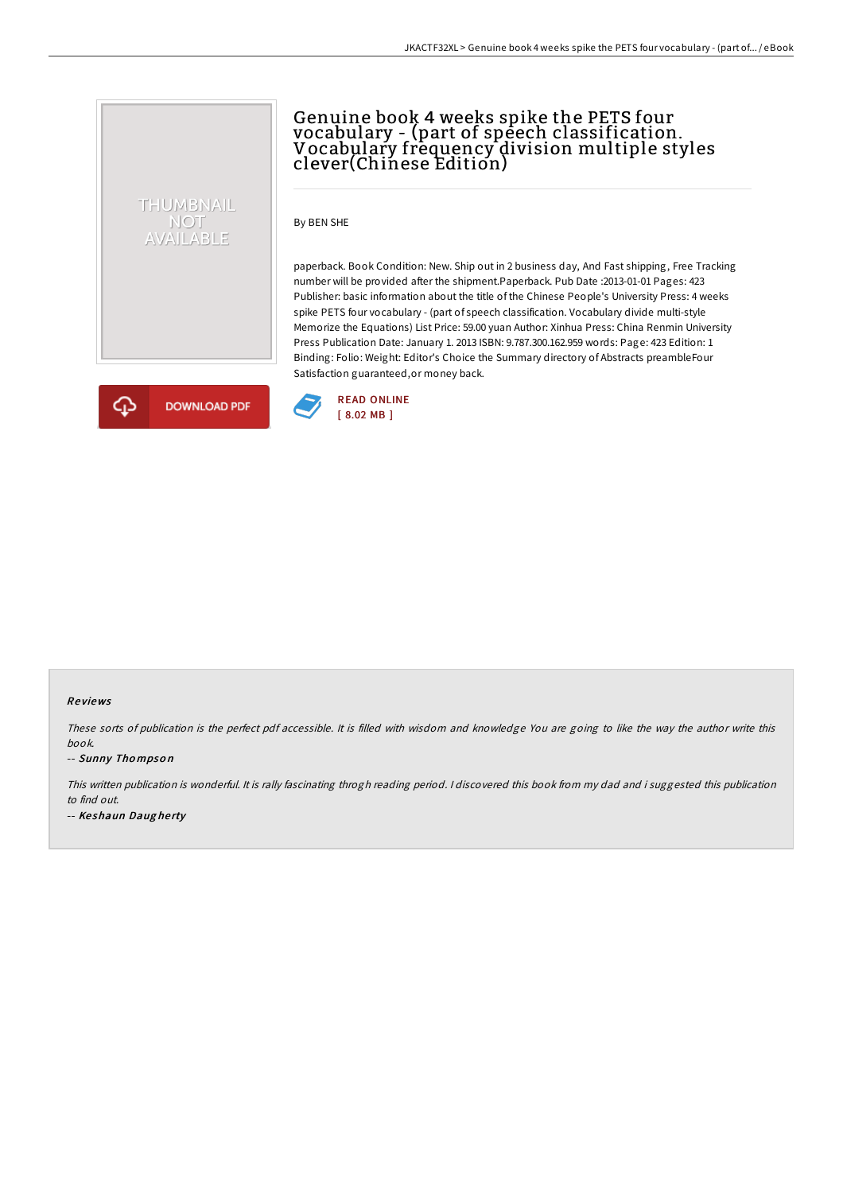# Genuine book 4 weeks spike the PETS four vocabulary - (part of speech classification. Vocabulary frequency division multiple styles clever(Chinese Edition)

By BEN SHE

paperback. Book Condition: New. Ship out in 2 business day, And Fast shipping, Free Tracking number will be provided after the shipment.Paperback. Pub Date :2013-01-01 Pages: 423 Publisher: basic information about the title of the Chinese People's University Press: 4 weeks spike PETS four vocabulary - (part of speech classification. Vocabulary divide multi-style Memorize the Equations) List Price: 59.00 yuan Author: Xinhua Press: China Renmin University Press Publication Date: January 1. 2013 ISBN: 9.787.300.162.959 words: Page: 423 Edition: 1 Binding: Folio: Weight: Editor's Choice the Summary directory of Abstracts preambleFour Satisfaction guaranteed,or money back.

DOWNLOAD PDF

READ ONLINE
[ 8.02 MB ]

## Reviews

*These sorts of publication is the perfect pdf accessible. It is filled with wisdom and knowledge You are going to like the way the author write this book.*

-- *Sunny Thompson*

*This written publication is wonderful. It is rally fascinating throgh reading period. I discovered this book from my dad and i suggested this publication to find out.*

-- *Keshaun Daugherty*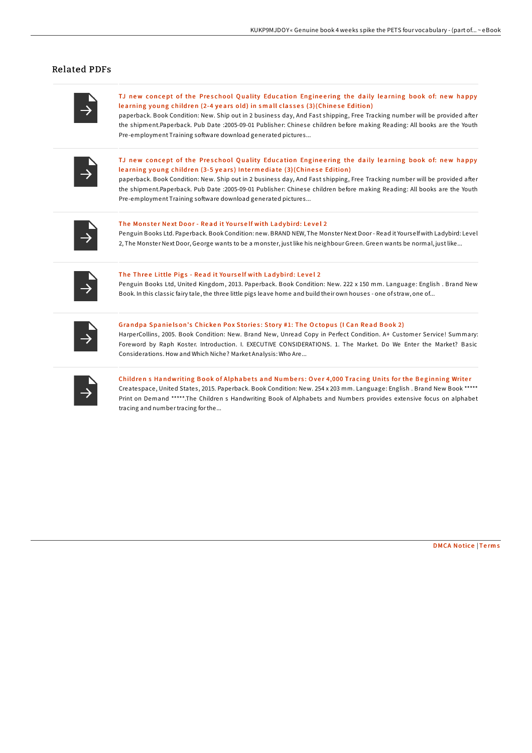## Related PDFs

**TJ new concept of the Preschool Quality Education Engineering the daily learning book of: new happy learning young children (2-4 years old) in small classes (3)(Chinese Edition)**

paperback. Book Condition: New. Ship out in 2 business day, And Fast shipping, Free Tracking number will be provided after the shipment.Paperback. Pub Date :2005-09-01 Publisher: Chinese children before making Reading: All books are the Youth Pre-employment Training software download generated pictures...

**TJ new concept of the Preschool Quality Education Engineering the daily learning book of: new happy learning young children (3-5 years) Intermediate (3)(Chinese Edition)**

paperback. Book Condition: New. Ship out in 2 business day, And Fast shipping, Free Tracking number will be provided after the shipment.Paperback. Pub Date :2005-09-01 Publisher: Chinese children before making Reading: All books are the Youth Pre-employment Training software download generated pictures...

**The Monster Next Door - Read it Yourself with Ladybird: Level 2**

Penguin Books Ltd. Paperback. Book Condition: new. BRAND NEW, The Monster Next Door - Read it Yourself with Ladybird: Level 2, The Monster Next Door, George wants to be a monster, just like his neighbour Green. Green wants be normal, just like...

**The Three Little Pigs - Read it Yourself with Ladybird: Level 2**

Penguin Books Ltd, United Kingdom, 2013. Paperback. Book Condition: New. 222 x 150 mm. Language: English . Brand New Book. In this classic fairy tale, the three little pigs leave home and build their own houses - one of straw, one of...

**Grandpa Spanielson's Chicken Pox Stories: Story #1: The Octopus (I Can Read Book 2)**

HarperCollins, 2005. Book Condition: New. Brand New, Unread Copy in Perfect Condition. A+ Customer Service! Summary: Foreword by Raph Koster. Introduction. I. EXECUTIVE CONSIDERATIONS. 1. The Market. Do We Enter the Market? Basic Considerations. How and Which Niche? Market Analysis: Who Are...

**Children s Handwriting Book of Alphabets and Numbers: Over 4,000 Tracing Units for the Beginning Writer**

Createspace, United States, 2015. Paperback. Book Condition: New. 254 x 203 mm. Language: English . Brand New Book ***** Print on Demand *****.The Children s Handwriting Book of Alphabets and Numbers provides extensive focus on alphabet tracing and number tracing for the...